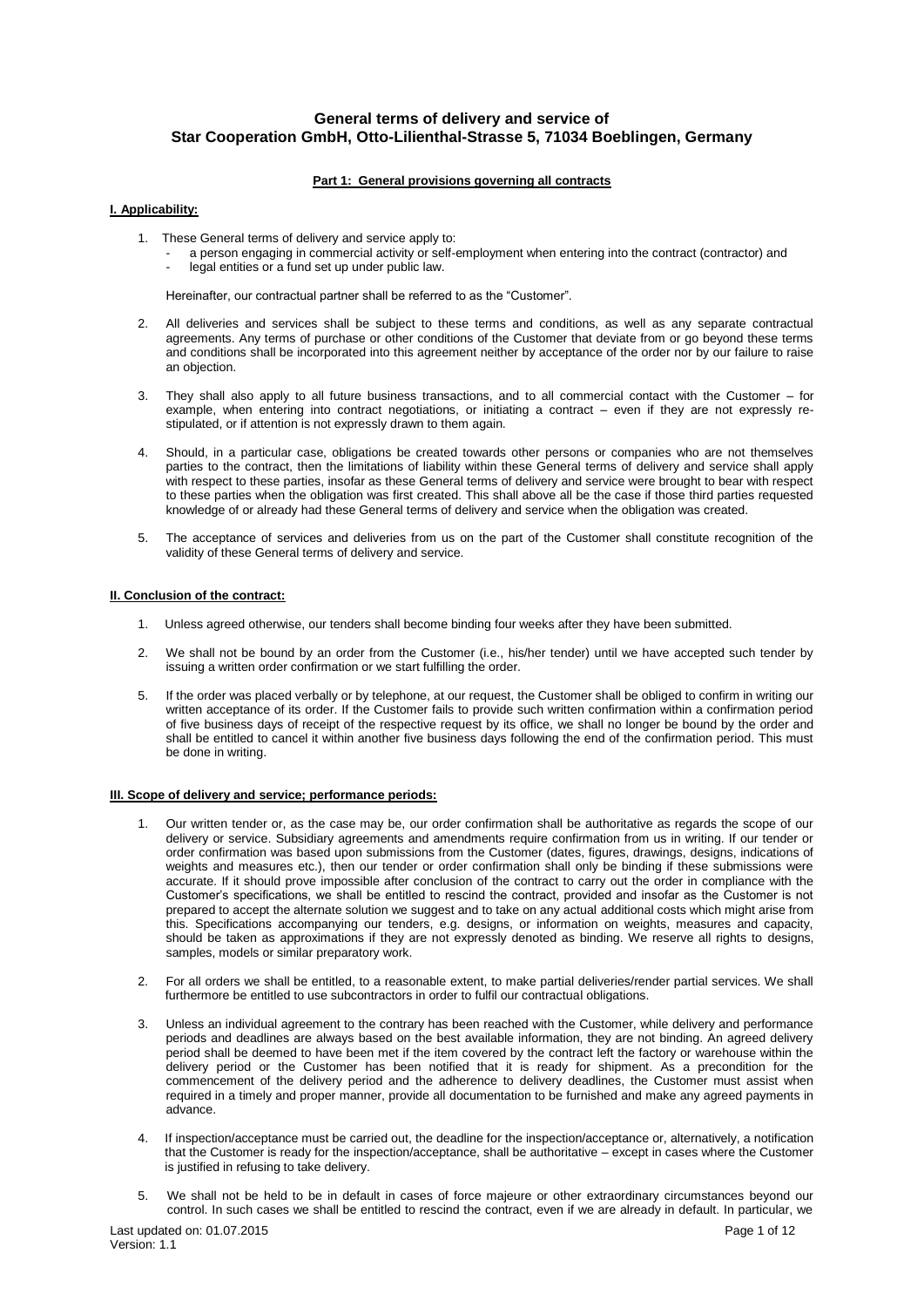# General terms of delivery and service of Star Cooperation GmbH, Otto-Lilienthal-Strasse 5, 71034 Boeblingen, Germany

## Part 1: General provisions governing all contracts

### I. Applicability:

1. These General terms of delivery and service apply to:
   - a person engaging in commercial activity or self-employment when entering into the contract (contractor) and
   - legal entities or a fund set up under public law.

   Hereinafter, our contractual partner shall be referred to as the "Customer".

2. All deliveries and services shall be subject to these terms and conditions, as well as any separate contractual agreements. Any terms of purchase or other conditions of the Customer that deviate from or go beyond these terms and conditions shall be incorporated into this agreement neither by acceptance of the order nor by our failure to raise an objection.

3. They shall also apply to all future business transactions, and to all commercial contact with the Customer – for example, when entering into contract negotiations, or initiating a contract – even if they are not expressly re-stipulated, or if attention is not expressly drawn to them again.

4. Should, in a particular case, obligations be created towards other persons or companies who are not themselves parties to the contract, then the limitations of liability within these General terms of delivery and service shall apply with respect to these parties, insofar as these General terms of delivery and service were brought to bear with respect to these parties when the obligation was first created. This shall above all be the case if those third parties requested knowledge of or already had these General terms of delivery and service when the obligation was created.

5. The acceptance of services and deliveries from us on the part of the Customer shall constitute recognition of the validity of these General terms of delivery and service.

### II. Conclusion of the contract:

1. Unless agreed otherwise, our tenders shall become binding four weeks after they have been submitted.

2. We shall not be bound by an order from the Customer (i.e., his/her tender) until we have accepted such tender by issuing a written order confirmation or we start fulfilling the order.

5. If the order was placed verbally or by telephone, at our request, the Customer shall be obliged to confirm in writing our written acceptance of its order. If the Customer fails to provide such written confirmation within a confirmation period of five business days of receipt of the respective request by its office, we shall no longer be bound by the order and shall be entitled to cancel it within another five business days following the end of the confirmation period. This must be done in writing.

### III. Scope of delivery and service; performance periods:

1. Our written tender or, as the case may be, our order confirmation shall be authoritative as regards the scope of our delivery or service. Subsidiary agreements and amendments require confirmation from us in writing. If our tender or order confirmation was based upon submissions from the Customer (dates, figures, drawings, designs, indications of weights and measures etc.), then our tender or order confirmation shall only be binding if these submissions were accurate. If it should prove impossible after conclusion of the contract to carry out the order in compliance with the Customer's specifications, we shall be entitled to rescind the contract, provided and insofar as the Customer is not prepared to accept the alternate solution we suggest and to take on any actual additional costs which might arise from this. Specifications accompanying our tenders, e.g. designs, or information on weights, measures and capacity, should be taken as approximations if they are not expressly denoted as binding. We reserve all rights to designs, samples, models or similar preparatory work.

2. For all orders we shall be entitled, to a reasonable extent, to make partial deliveries/render partial services. We shall furthermore be entitled to use subcontractors in order to fulfil our contractual obligations.

3. Unless an individual agreement to the contrary has been reached with the Customer, while delivery and performance periods and deadlines are always based on the best available information, they are not binding. An agreed delivery period shall be deemed to have been met if the item covered by the contract left the factory or warehouse within the delivery period or the Customer has been notified that it is ready for shipment. As a precondition for the commencement of the delivery period and the adherence to delivery deadlines, the Customer must assist when required in a timely and proper manner, provide all documentation to be furnished and make any agreed payments in advance.

4. If inspection/acceptance must be carried out, the deadline for the inspection/acceptance or, alternatively, a notification that the Customer is ready for the inspection/acceptance, shall be authoritative – except in cases where the Customer is justified in refusing to take delivery.

5. We shall not be held to be in default in cases of force majeure or other extraordinary circumstances beyond our control. In such cases we shall be entitled to rescind the contract, even if we are already in default. In particular, we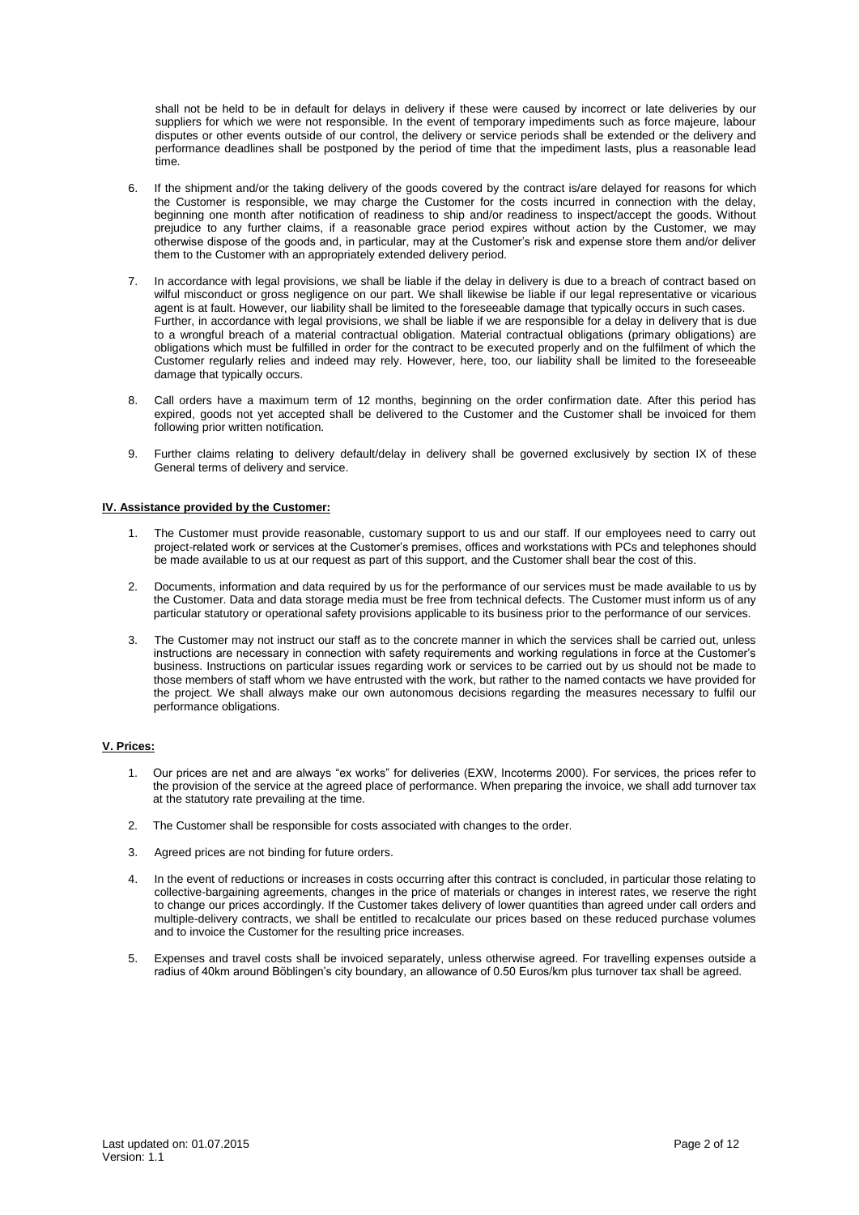shall not be held to be in default for delays in delivery if these were caused by incorrect or late deliveries by our suppliers for which we were not responsible. In the event of temporary impediments such as force majeure, labour disputes or other events outside of our control, the delivery or service periods shall be extended or the delivery and performance deadlines shall be postponed by the period of time that the impediment lasts, plus a reasonable lead time.

6. If the shipment and/or the taking delivery of the goods covered by the contract is/are delayed for reasons for which the Customer is responsible, we may charge the Customer for the costs incurred in connection with the delay, beginning one month after notification of readiness to ship and/or readiness to inspect/accept the goods. Without prejudice to any further claims, if a reasonable grace period expires without action by the Customer, we may otherwise dispose of the goods and, in particular, may at the Customer's risk and expense store them and/or deliver them to the Customer with an appropriately extended delivery period.

7. In accordance with legal provisions, we shall be liable if the delay in delivery is due to a breach of contract based on wilful misconduct or gross negligence on our part. We shall likewise be liable if our legal representative or vicarious agent is at fault. However, our liability shall be limited to the foreseeable damage that typically occurs in such cases. Further, in accordance with legal provisions, we shall be liable if we are responsible for a delay in delivery that is due to a wrongful breach of a material contractual obligation. Material contractual obligations (primary obligations) are obligations which must be fulfilled in order for the contract to be executed properly and on the fulfilment of which the Customer regularly relies and indeed may rely. However, here, too, our liability shall be limited to the foreseeable damage that typically occurs.

8. Call orders have a maximum term of 12 months, beginning on the order confirmation date. After this period has expired, goods not yet accepted shall be delivered to the Customer and the Customer shall be invoiced for them following prior written notification.

9. Further claims relating to delivery default/delay in delivery shall be governed exclusively by section IX of these General terms of delivery and service.

## IV. Assistance provided by the Customer:

1. The Customer must provide reasonable, customary support to us and our staff. If our employees need to carry out project-related work or services at the Customer's premises, offices and workstations with PCs and telephones should be made available to us at our request as part of this support, and the Customer shall bear the cost of this.

2. Documents, information and data required by us for the performance of our services must be made available to us by the Customer. Data and data storage media must be free from technical defects. The Customer must inform us of any particular statutory or operational safety provisions applicable to its business prior to the performance of our services.

3. The Customer may not instruct our staff as to the concrete manner in which the services shall be carried out, unless instructions are necessary in connection with safety requirements and working regulations in force at the Customer's business. Instructions on particular issues regarding work or services to be carried out by us should not be made to those members of staff whom we have entrusted with the work, but rather to the named contacts we have provided for the project. We shall always make our own autonomous decisions regarding the measures necessary to fulfil our performance obligations.

## V. Prices:

1. Our prices are net and are always "ex works" for deliveries (EXW, Incoterms 2000). For services, the prices refer to the provision of the service at the agreed place of performance. When preparing the invoice, we shall add turnover tax at the statutory rate prevailing at the time.

2. The Customer shall be responsible for costs associated with changes to the order.

3. Agreed prices are not binding for future orders.

4. In the event of reductions or increases in costs occurring after this contract is concluded, in particular those relating to collective-bargaining agreements, changes in the price of materials or changes in interest rates, we reserve the right to change our prices accordingly. If the Customer takes delivery of lower quantities than agreed under call orders and multiple-delivery contracts, we shall be entitled to recalculate our prices based on these reduced purchase volumes and to invoice the Customer for the resulting price increases.

5. Expenses and travel costs shall be invoiced separately, unless otherwise agreed. For travelling expenses outside a radius of 40km around Böblingen's city boundary, an allowance of 0.50 Euros/km plus turnover tax shall be agreed.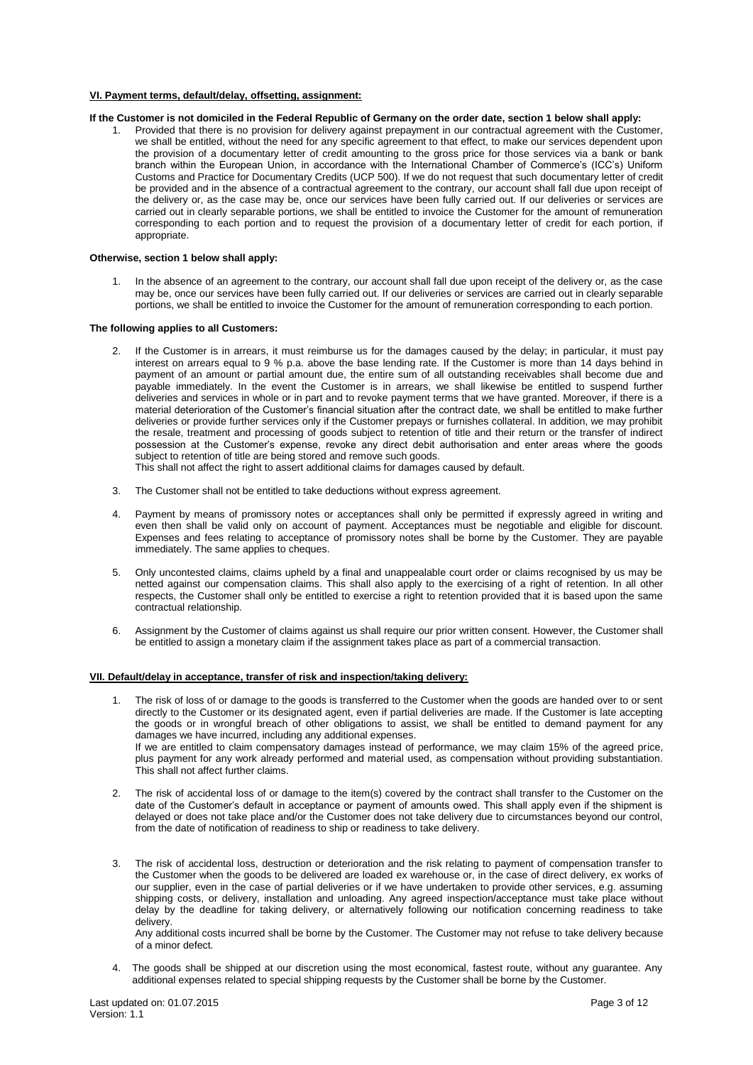## VI. Payment terms, default/delay, offsetting, assignment:

**If the Customer is not domiciled in the Federal Republic of Germany on the order date, section 1 below shall apply:**

1. Provided that there is no provision for delivery against prepayment in our contractual agreement with the Customer, we shall be entitled, without the need for any specific agreement to that effect, to make our services dependent upon the provision of a documentary letter of credit amounting to the gross price for those services via a bank or bank branch within the European Union, in accordance with the International Chamber of Commerce's (ICC's) Uniform Customs and Practice for Documentary Credits (UCP 500). If we do not request that such documentary letter of credit be provided and in the absence of a contractual agreement to the contrary, our account shall fall due upon receipt of the delivery or, as the case may be, once our services have been fully carried out. If our deliveries or services are carried out in clearly separable portions, we shall be entitled to invoice the Customer for the amount of remuneration corresponding to each portion and to request the provision of a documentary letter of credit for each portion, if appropriate.

**Otherwise, section 1 below shall apply:**

1. In the absence of an agreement to the contrary, our account shall fall due upon receipt of the delivery or, as the case may be, once our services have been fully carried out. If our deliveries or services are carried out in clearly separable portions, we shall be entitled to invoice the Customer for the amount of remuneration corresponding to each portion.

**The following applies to all Customers:**

2. If the Customer is in arrears, it must reimburse us for the damages caused by the delay; in particular, it must pay interest on arrears equal to 9 % p.a. above the base lending rate. If the Customer is more than 14 days behind in payment of an amount or partial amount due, the entire sum of all outstanding receivables shall become due and payable immediately. In the event the Customer is in arrears, we shall likewise be entitled to suspend further deliveries and services in whole or in part and to revoke payment terms that we have granted. Moreover, if there is a material deterioration of the Customer's financial situation after the contract date, we shall be entitled to make further deliveries or provide further services only if the Customer prepays or furnishes collateral. In addition, we may prohibit the resale, treatment and processing of goods subject to retention of title and their return or the transfer of indirect possession at the Customer's expense, revoke any direct debit authorisation and enter areas where the goods subject to retention of title are being stored and remove such goods.
   This shall not affect the right to assert additional claims for damages caused by default.

3. The Customer shall not be entitled to take deductions without express agreement.

4. Payment by means of promissory notes or acceptances shall only be permitted if expressly agreed in writing and even then shall be valid only on account of payment. Acceptances must be negotiable and eligible for discount. Expenses and fees relating to acceptance of promissory notes shall be borne by the Customer. They are payable immediately. The same applies to cheques.

5. Only uncontested claims, claims upheld by a final and unappealable court order or claims recognised by us may be netted against our compensation claims. This shall also apply to the exercising of a right of retention. In all other respects, the Customer shall only be entitled to exercise a right to retention provided that it is based upon the same contractual relationship.

6. Assignment by the Customer of claims against us shall require our prior written consent. However, the Customer shall be entitled to assign a monetary claim if the assignment takes place as part of a commercial transaction.

## VII. Default/delay in acceptance, transfer of risk and inspection/taking delivery:

1. The risk of loss of or damage to the goods is transferred to the Customer when the goods are handed over to or sent directly to the Customer or its designated agent, even if partial deliveries are made. If the Customer is late accepting the goods or in wrongful breach of other obligations to assist, we shall be entitled to demand payment for any damages we have incurred, including any additional expenses.
   If we are entitled to claim compensatory damages instead of performance, we may claim 15% of the agreed price, plus payment for any work already performed and material used, as compensation without providing substantiation. This shall not affect further claims.

2. The risk of accidental loss of or damage to the item(s) covered by the contract shall transfer to the Customer on the date of the Customer's default in acceptance or payment of amounts owed. This shall apply even if the shipment is delayed or does not take place and/or the Customer does not take delivery due to circumstances beyond our control, from the date of notification of readiness to ship or readiness to take delivery.

3. The risk of accidental loss, destruction or deterioration and the risk relating to payment of compensation transfer to the Customer when the goods to be delivered are loaded ex warehouse or, in the case of direct delivery, ex works of our supplier, even in the case of partial deliveries or if we have undertaken to provide other services, e.g. assuming shipping costs, or delivery, installation and unloading. Any agreed inspection/acceptance must take place without delay by the deadline for taking delivery, or alternatively following our notification concerning readiness to take delivery.
   Any additional costs incurred shall be borne by the Customer. The Customer may not refuse to take delivery because of a minor defect.

4. The goods shall be shipped at our discretion using the most economical, fastest route, without any guarantee. Any additional expenses related to special shipping requests by the Customer shall be borne by the Customer.

Last updated on: 01.07.2015
Version: 1.1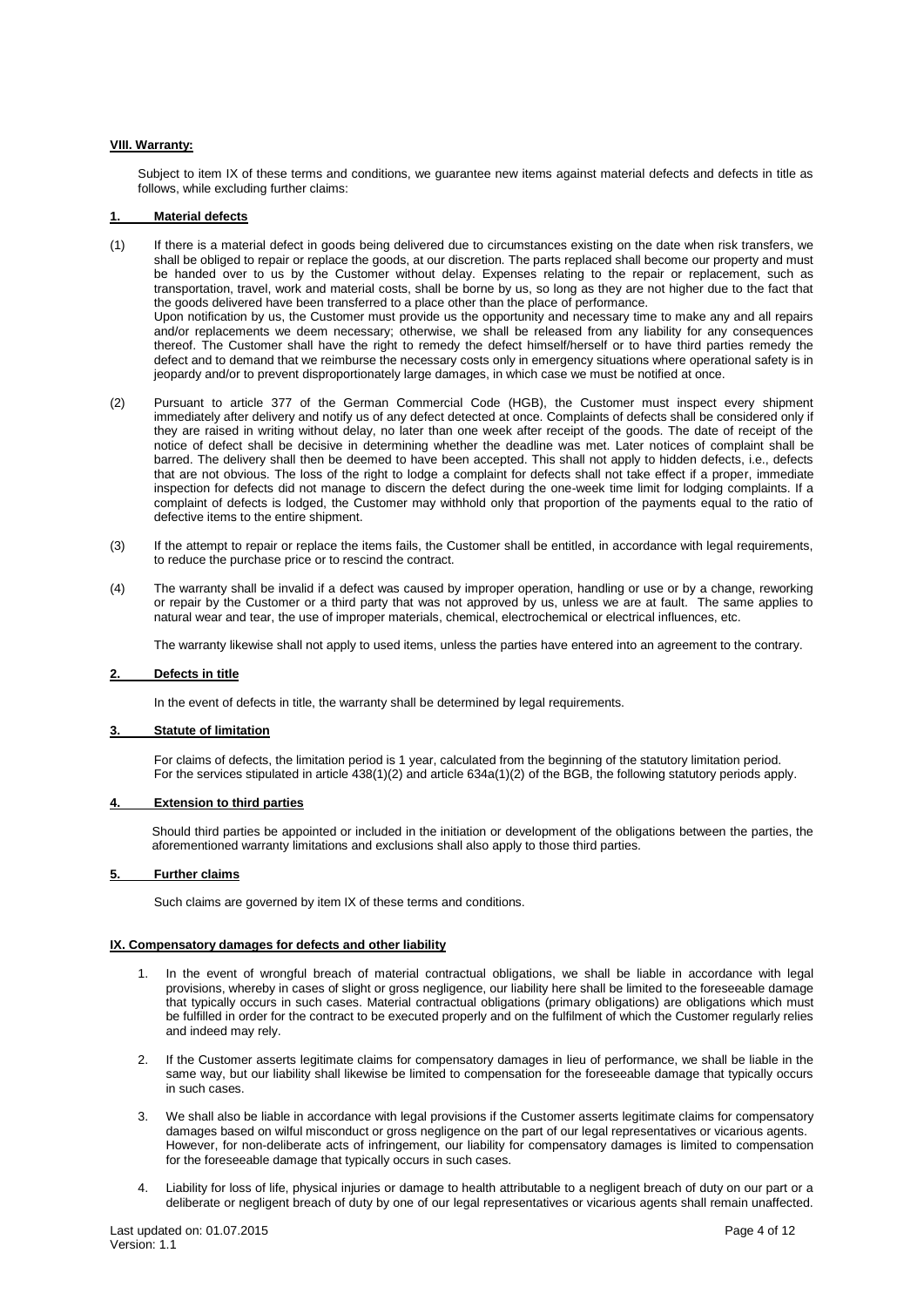## VIII. Warranty:

Subject to item IX of these terms and conditions, we guarantee new items against material defects and defects in title as follows, while excluding further claims:

### 1. Material defects

(1) If there is a material defect in goods being delivered due to circumstances existing on the date when risk transfers, we shall be obliged to repair or replace the goods, at our discretion. The parts replaced shall become our property and must be handed over to us by the Customer without delay. Expenses relating to the repair or replacement, such as transportation, travel, work and material costs, shall be borne by us, so long as they are not higher due to the fact that the goods delivered have been transferred to a place other than the place of performance.
Upon notification by us, the Customer must provide us the opportunity and necessary time to make any and all repairs and/or replacements we deem necessary; otherwise, we shall be released from any liability for any consequences thereof. The Customer shall have the right to remedy the defect himself/herself or to have third parties remedy the defect and to demand that we reimburse the necessary costs only in emergency situations where operational safety is in jeopardy and/or to prevent disproportionately large damages, in which case we must be notified at once.

(2) Pursuant to article 377 of the German Commercial Code (HGB), the Customer must inspect every shipment immediately after delivery and notify us of any defect detected at once. Complaints of defects shall be considered only if they are raised in writing without delay, no later than one week after receipt of the goods. The date of receipt of the notice of defect shall be decisive in determining whether the deadline was met. Later notices of complaint shall be barred. The delivery shall then be deemed to have been accepted. This shall not apply to hidden defects, i.e., defects that are not obvious. The loss of the right to lodge a complaint for defects shall not take effect if a proper, immediate inspection for defects did not manage to discern the defect during the one-week time limit for lodging complaints. If a complaint of defects is lodged, the Customer may withhold only that proportion of the payments equal to the ratio of defective items to the entire shipment.

(3) If the attempt to repair or replace the items fails, the Customer shall be entitled, in accordance with legal requirements, to reduce the purchase price or to rescind the contract.

(4) The warranty shall be invalid if a defect was caused by improper operation, handling or use or by a change, reworking or repair by the Customer or a third party that was not approved by us, unless we are at fault. The same applies to natural wear and tear, the use of improper materials, chemical, electrochemical or electrical influences, etc.

The warranty likewise shall not apply to used items, unless the parties have entered into an agreement to the contrary.

### 2. Defects in title

In the event of defects in title, the warranty shall be determined by legal requirements.

### 3. Statute of limitation

For claims of defects, the limitation period is 1 year, calculated from the beginning of the statutory limitation period. For the services stipulated in article 438(1)(2) and article 634a(1)(2) of the BGB, the following statutory periods apply.

### 4. Extension to third parties

Should third parties be appointed or included in the initiation or development of the obligations between the parties, the aforementioned warranty limitations and exclusions shall also apply to those third parties.

### 5. Further claims

Such claims are governed by item IX of these terms and conditions.

## IX. Compensatory damages for defects and other liability

1. In the event of wrongful breach of material contractual obligations, we shall be liable in accordance with legal provisions, whereby in cases of slight or gross negligence, our liability here shall be limited to the foreseeable damage that typically occurs in such cases. Material contractual obligations (primary obligations) are obligations which must be fulfilled in order for the contract to be executed properly and on the fulfilment of which the Customer regularly relies and indeed may rely.

2. If the Customer asserts legitimate claims for compensatory damages in lieu of performance, we shall be liable in the same way, but our liability shall likewise be limited to compensation for the foreseeable damage that typically occurs in such cases.

3. We shall also be liable in accordance with legal provisions if the Customer asserts legitimate claims for compensatory damages based on wilful misconduct or gross negligence on the part of our legal representatives or vicarious agents. However, for non-deliberate acts of infringement, our liability for compensatory damages is limited to compensation for the foreseeable damage that typically occurs in such cases.

4. Liability for loss of life, physical injuries or damage to health attributable to a negligent breach of duty on our part or a deliberate or negligent breach of duty by one of our legal representatives or vicarious agents shall remain unaffected.

Last updated on: 01.07.2015
Version: 1.1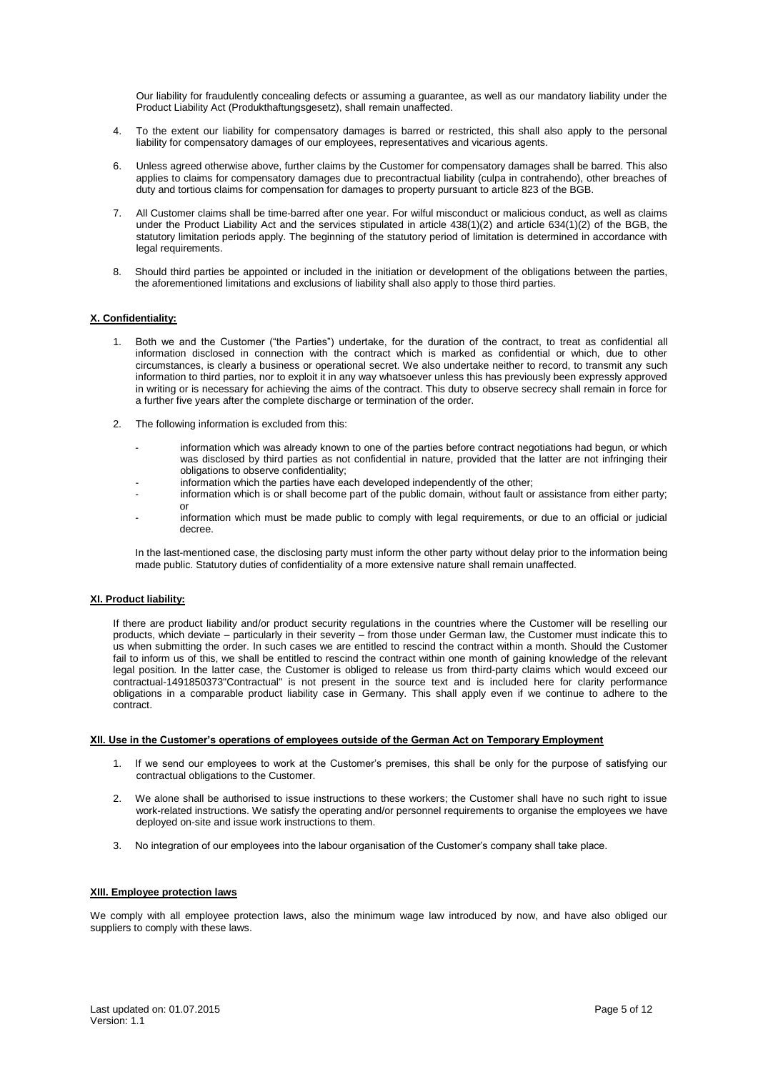Our liability for fraudulently concealing defects or assuming a guarantee, as well as our mandatory liability under the Product Liability Act (Produkthaftungsgesetz), shall remain unaffected.

4. To the extent our liability for compensatory damages is barred or restricted, this shall also apply to the personal liability for compensatory damages of our employees, representatives and vicarious agents.

6. Unless agreed otherwise above, further claims by the Customer for compensatory damages shall be barred. This also applies to claims for compensatory damages due to precontractual liability (culpa in contrahendo), other breaches of duty and tortious claims for compensation for damages to property pursuant to article 823 of the BGB.

7. All Customer claims shall be time-barred after one year. For wilful misconduct or malicious conduct, as well as claims under the Product Liability Act and the services stipulated in article 438(1)(2) and article 634(1)(2) of the BGB, the statutory limitation periods apply. The beginning of the statutory period of limitation is determined in accordance with legal requirements.

8. Should third parties be appointed or included in the initiation or development of the obligations between the parties, the aforementioned limitations and exclusions of liability shall also apply to those third parties.

## X. Confidentiality:

1. Both we and the Customer ("the Parties") undertake, for the duration of the contract, to treat as confidential all information disclosed in connection with the contract which is marked as confidential or which, due to other circumstances, is clearly a business or operational secret. We also undertake neither to record, to transmit any such information to third parties, nor to exploit it in any way whatsoever unless this has previously been expressly approved in writing or is necessary for achieving the aims of the contract. This duty to observe secrecy shall remain in force for a further five years after the complete discharge or termination of the order.

2. The following information is excluded from this:

   - information which was already known to one of the parties before contract negotiations had begun, or which was disclosed by third parties as not confidential in nature, provided that the latter are not infringing their obligations to observe confidentiality;
   - information which the parties have each developed independently of the other;
   - information which is or shall become part of the public domain, without fault or assistance from either party; or
   - information which must be made public to comply with legal requirements, or due to an official or judicial decree.

   In the last-mentioned case, the disclosing party must inform the other party without delay prior to the information being made public. Statutory duties of confidentiality of a more extensive nature shall remain unaffected.

## XI. Product liability:

If there are product liability and/or product security regulations in the countries where the Customer will be reselling our products, which deviate – particularly in their severity – from those under German law, the Customer must indicate this to us when submitting the order. In such cases we are entitled to rescind the contract within a month. Should the Customer fail to inform us of this, we shall be entitled to rescind the contract within one month of gaining knowledge of the relevant legal position. In the latter case, the Customer is obliged to release us from third-party claims which would exceed our contractual-1491850373"Contractual" is not present in the source text and is included here for clarity performance obligations in a comparable product liability case in Germany. This shall apply even if we continue to adhere to the contract.

## XII. Use in the Customer's operations of employees outside of the German Act on Temporary Employment

1. If we send our employees to work at the Customer's premises, this shall be only for the purpose of satisfying our contractual obligations to the Customer.

2. We alone shall be authorised to issue instructions to these workers; the Customer shall have no such right to issue work-related instructions. We satisfy the operating and/or personnel requirements to organise the employees we have deployed on-site and issue work instructions to them.

3. No integration of our employees into the labour organisation of the Customer's company shall take place.

## XIII. Employee protection laws

We comply with all employee protection laws, also the minimum wage law introduced by now, and have also obliged our suppliers to comply with these laws.

Last updated on: 01.07.2015
Version: 1.1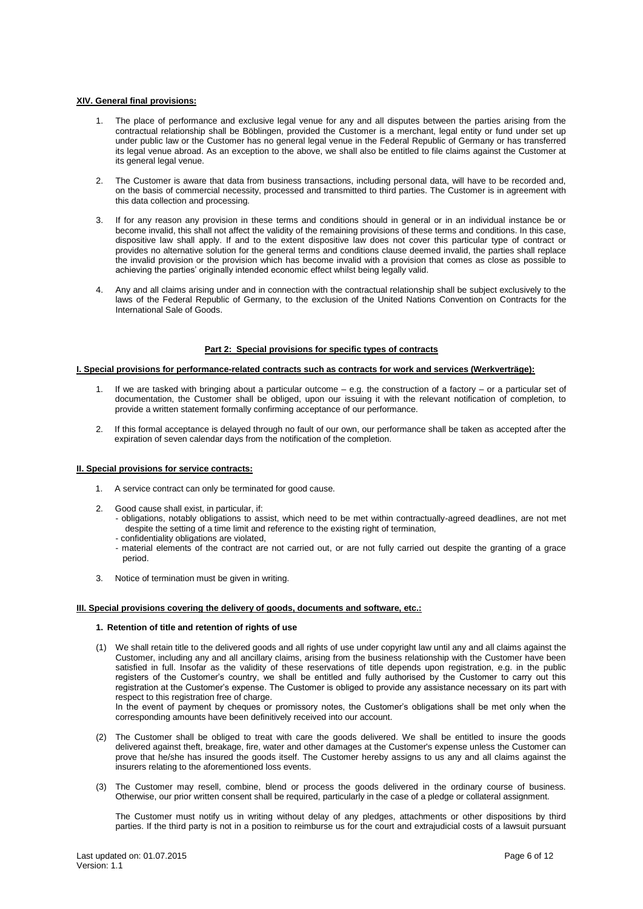**XIV. General final provisions:**

1. The place of performance and exclusive legal venue for any and all disputes between the parties arising from the contractual relationship shall be Böblingen, provided the Customer is a merchant, legal entity or fund under set up under public law or the Customer has no general legal venue in the Federal Republic of Germany or has transferred its legal venue abroad. As an exception to the above, we shall also be entitled to file claims against the Customer at its general legal venue.

2. The Customer is aware that data from business transactions, including personal data, will have to be recorded and, on the basis of commercial necessity, processed and transmitted to third parties. The Customer is in agreement with this data collection and processing.

3. If for any reason any provision in these terms and conditions should in general or in an individual instance be or become invalid, this shall not affect the validity of the remaining provisions of these terms and conditions. In this case, dispositive law shall apply. If and to the extent dispositive law does not cover this particular type of contract or provides no alternative solution for the general terms and conditions clause deemed invalid, the parties shall replace the invalid provision or the provision which has become invalid with a provision that comes as close as possible to achieving the parties' originally intended economic effect whilst being legally valid.

4. Any and all claims arising under and in connection with the contractual relationship shall be subject exclusively to the laws of the Federal Republic of Germany, to the exclusion of the United Nations Convention on Contracts for the International Sale of Goods.

**Part 2: Special provisions for specific types of contracts**

**I. Special provisions for performance-related contracts such as contracts for work and services (Werkverträge):**

1. If we are tasked with bringing about a particular outcome – e.g. the construction of a factory – or a particular set of documentation, the Customer shall be obliged, upon our issuing it with the relevant notification of completion, to provide a written statement formally confirming acceptance of our performance.

2. If this formal acceptance is delayed through no fault of our own, our performance shall be taken as accepted after the expiration of seven calendar days from the notification of the completion.

**II. Special provisions for service contracts:**

1. A service contract can only be terminated for good cause.

2. Good cause shall exist, in particular, if:
   - obligations, notably obligations to assist, which need to be met within contractually-agreed deadlines, are not met despite the setting of a time limit and reference to the existing right of termination,
   - confidentiality obligations are violated,
   - material elements of the contract are not carried out, or are not fully carried out despite the granting of a grace period.

3. Notice of termination must be given in writing.

**III. Special provisions covering the delivery of goods, documents and software, etc.:**

**1. Retention of title and retention of rights of use**

(1) We shall retain title to the delivered goods and all rights of use under copyright law until any and all claims against the Customer, including any and all ancillary claims, arising from the business relationship with the Customer have been satisfied in full. Insofar as the validity of these reservations of title depends upon registration, e.g. in the public registers of the Customer's country, we shall be entitled and fully authorised by the Customer to carry out this registration at the Customer's expense. The Customer is obliged to provide any assistance necessary on its part with respect to this registration free of charge.
In the event of payment by cheques or promissory notes, the Customer's obligations shall be met only when the corresponding amounts have been definitively received into our account.

(2) The Customer shall be obliged to treat with care the goods delivered. We shall be entitled to insure the goods delivered against theft, breakage, fire, water and other damages at the Customer's expense unless the Customer can prove that he/she has insured the goods itself. The Customer hereby assigns to us any and all claims against the insurers relating to the aforementioned loss events.

(3) The Customer may resell, combine, blend or process the goods delivered in the ordinary course of business. Otherwise, our prior written consent shall be required, particularly in the case of a pledge or collateral assignment.

The Customer must notify us in writing without delay of any pledges, attachments or other dispositions by third parties. If the third party is not in a position to reimburse us for the court and extrajudicial costs of a lawsuit pursuant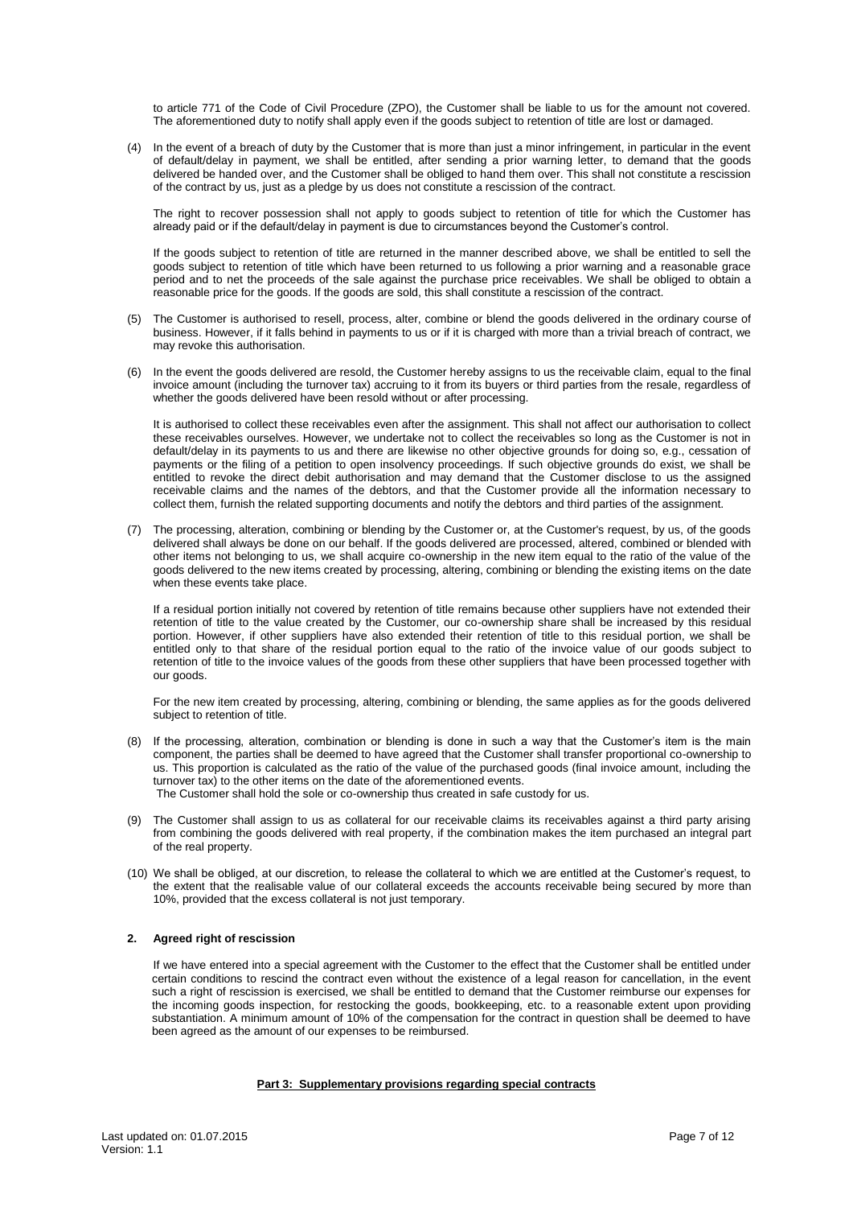to article 771 of the Code of Civil Procedure (ZPO), the Customer shall be liable to us for the amount not covered. The aforementioned duty to notify shall apply even if the goods subject to retention of title are lost or damaged.

(4) In the event of a breach of duty by the Customer that is more than just a minor infringement, in particular in the event of default/delay in payment, we shall be entitled, after sending a prior warning letter, to demand that the goods delivered be handed over, and the Customer shall be obliged to hand them over. This shall not constitute a rescission of the contract by us, just as a pledge by us does not constitute a rescission of the contract.

The right to recover possession shall not apply to goods subject to retention of title for which the Customer has already paid or if the default/delay in payment is due to circumstances beyond the Customer's control.

If the goods subject to retention of title are returned in the manner described above, we shall be entitled to sell the goods subject to retention of title which have been returned to us following a prior warning and a reasonable grace period and to net the proceeds of the sale against the purchase price receivables. We shall be obliged to obtain a reasonable price for the goods. If the goods are sold, this shall constitute a rescission of the contract.

(5) The Customer is authorised to resell, process, alter, combine or blend the goods delivered in the ordinary course of business. However, if it falls behind in payments to us or if it is charged with more than a trivial breach of contract, we may revoke this authorisation.

(6) In the event the goods delivered are resold, the Customer hereby assigns to us the receivable claim, equal to the final invoice amount (including the turnover tax) accruing to it from its buyers or third parties from the resale, regardless of whether the goods delivered have been resold without or after processing.

It is authorised to collect these receivables even after the assignment. This shall not affect our authorisation to collect these receivables ourselves. However, we undertake not to collect the receivables so long as the Customer is not in default/delay in its payments to us and there are likewise no other objective grounds for doing so, e.g., cessation of payments or the filing of a petition to open insolvency proceedings. If such objective grounds do exist, we shall be entitled to revoke the direct debit authorisation and may demand that the Customer disclose to us the assigned receivable claims and the names of the debtors, and that the Customer provide all the information necessary to collect them, furnish the related supporting documents and notify the debtors and third parties of the assignment.

(7) The processing, alteration, combining or blending by the Customer or, at the Customer's request, by us, of the goods delivered shall always be done on our behalf. If the goods delivered are processed, altered, combined or blended with other items not belonging to us, we shall acquire co-ownership in the new item equal to the ratio of the value of the goods delivered to the new items created by processing, altering, combining or blending the existing items on the date when these events take place.

If a residual portion initially not covered by retention of title remains because other suppliers have not extended their retention of title to the value created by the Customer, our co-ownership share shall be increased by this residual portion. However, if other suppliers have also extended their retention of title to this residual portion, we shall be entitled only to that share of the residual portion equal to the ratio of the invoice value of our goods subject to retention of title to the invoice values of the goods from these other suppliers that have been processed together with our goods.

For the new item created by processing, altering, combining or blending, the same applies as for the goods delivered subject to retention of title.

(8) If the processing, alteration, combination or blending is done in such a way that the Customer's item is the main component, the parties shall be deemed to have agreed that the Customer shall transfer proportional co-ownership to us. This proportion is calculated as the ratio of the value of the purchased goods (final invoice amount, including the turnover tax) to the other items on the date of the aforementioned events.
The Customer shall hold the sole or co-ownership thus created in safe custody for us.

(9) The Customer shall assign to us as collateral for our receivable claims its receivables against a third party arising from combining the goods delivered with real property, if the combination makes the item purchased an integral part of the real property.

(10) We shall be obliged, at our discretion, to release the collateral to which we are entitled at the Customer's request, to the extent that the realisable value of our collateral exceeds the accounts receivable being secured by more than 10%, provided that the excess collateral is not just temporary.

### 2. Agreed right of rescission

If we have entered into a special agreement with the Customer to the effect that the Customer shall be entitled under certain conditions to rescind the contract even without the existence of a legal reason for cancellation, in the event such a right of rescission is exercised, we shall be entitled to demand that the Customer reimburse our expenses for the incoming goods inspection, for restocking the goods, bookkeeping, etc. to a reasonable extent upon providing substantiation. A minimum amount of 10% of the compensation for the contract in question shall be deemed to have been agreed as the amount of our expenses to be reimbursed.

## Part 3: Supplementary provisions regarding special contracts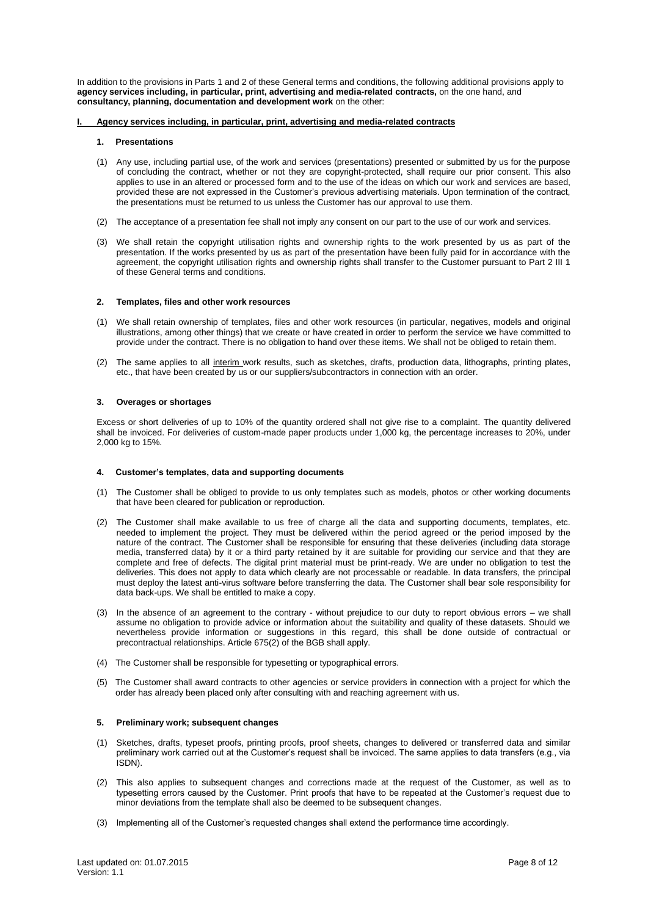In addition to the provisions in Parts 1 and 2 of these General terms and conditions, the following additional provisions apply to **agency services including, in particular, print, advertising and media-related contracts,** on the one hand, and **consultancy, planning, documentation and development work** on the other:

## I. Agency services including, in particular, print, advertising and media-related contracts

### 1. Presentations

(1) Any use, including partial use, of the work and services (presentations) presented or submitted by us for the purpose of concluding the contract, whether or not they are copyright-protected, shall require our prior consent. This also applies to use in an altered or processed form and to the use of the ideas on which our work and services are based, provided these are not expressed in the Customer's previous advertising materials. Upon termination of the contract, the presentations must be returned to us unless the Customer has our approval to use them.

(2) The acceptance of a presentation fee shall not imply any consent on our part to the use of our work and services.

(3) We shall retain the copyright utilisation rights and ownership rights to the work presented by us as part of the presentation. If the works presented by us as part of the presentation have been fully paid for in accordance with the agreement, the copyright utilisation rights and ownership rights shall transfer to the Customer pursuant to Part 2 III 1 of these General terms and conditions.

### 2. Templates, files and other work resources

(1) We shall retain ownership of templates, files and other work resources (in particular, negatives, models and original illustrations, among other things) that we create or have created in order to perform the service we have committed to provide under the contract. There is no obligation to hand over these items. We shall not be obliged to retain them.

(2) The same applies to all interim work results, such as sketches, drafts, production data, lithographs, printing plates, etc., that have been created by us or our suppliers/subcontractors in connection with an order.

### 3. Overages or shortages

Excess or short deliveries of up to 10% of the quantity ordered shall not give rise to a complaint. The quantity delivered shall be invoiced. For deliveries of custom-made paper products under 1,000 kg, the percentage increases to 20%, under 2,000 kg to 15%.

### 4. Customer's templates, data and supporting documents

(1) The Customer shall be obliged to provide to us only templates such as models, photos or other working documents that have been cleared for publication or reproduction.

(2) The Customer shall make available to us free of charge all the data and supporting documents, templates, etc. needed to implement the project. They must be delivered within the period agreed or the period imposed by the nature of the contract. The Customer shall be responsible for ensuring that these deliveries (including data storage media, transferred data) by it or a third party retained by it are suitable for providing our service and that they are complete and free of defects. The digital print material must be print-ready. We are under no obligation to test the deliveries. This does not apply to data which clearly are not processable or readable. In data transfers, the principal must deploy the latest anti-virus software before transferring the data. The Customer shall bear sole responsibility for data back-ups. We shall be entitled to make a copy.

(3) In the absence of an agreement to the contrary - without prejudice to our duty to report obvious errors – we shall assume no obligation to provide advice or information about the suitability and quality of these datasets. Should we nevertheless provide information or suggestions in this regard, this shall be done outside of contractual or precontractual relationships. Article 675(2) of the BGB shall apply.

(4) The Customer shall be responsible for typesetting or typographical errors.

(5) The Customer shall award contracts to other agencies or service providers in connection with a project for which the order has already been placed only after consulting with and reaching agreement with us.

### 5. Preliminary work; subsequent changes

(1) Sketches, drafts, typeset proofs, printing proofs, proof sheets, changes to delivered or transferred data and similar preliminary work carried out at the Customer's request shall be invoiced. The same applies to data transfers (e.g., via ISDN).

(2) This also applies to subsequent changes and corrections made at the request of the Customer, as well as to typesetting errors caused by the Customer. Print proofs that have to be repeated at the Customer's request due to minor deviations from the template shall also be deemed to be subsequent changes.

(3) Implementing all of the Customer's requested changes shall extend the performance time accordingly.

Last updated on: 01.07.2015
Version: 1.1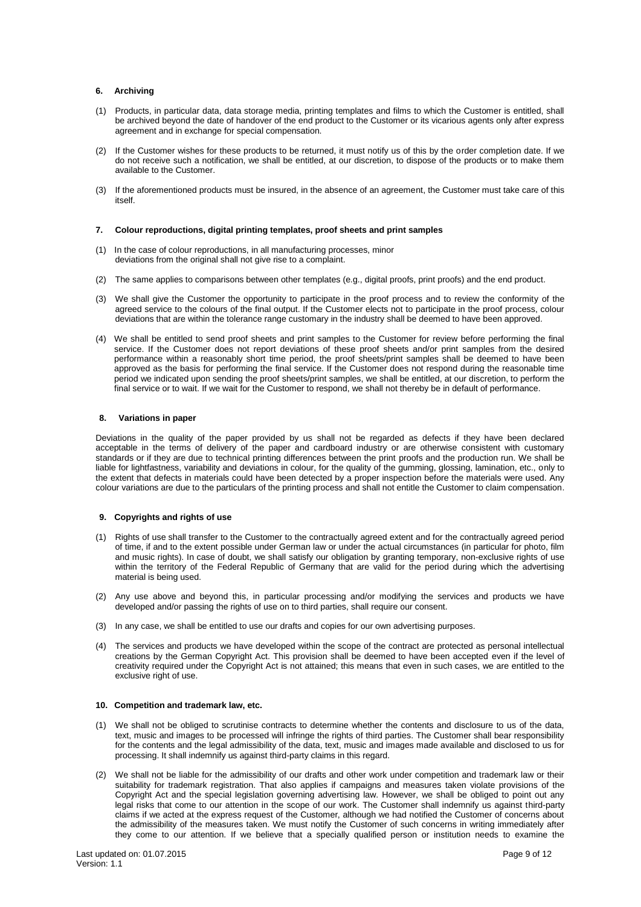## 6. Archiving

(1) Products, in particular data, data storage media, printing templates and films to which the Customer is entitled, shall be archived beyond the date of handover of the end product to the Customer or its vicarious agents only after express agreement and in exchange for special compensation.

(2) If the Customer wishes for these products to be returned, it must notify us of this by the order completion date. If we do not receive such a notification, we shall be entitled, at our discretion, to dispose of the products or to make them available to the Customer.

(3) If the aforementioned products must be insured, in the absence of an agreement, the Customer must take care of this itself.

## 7. Colour reproductions, digital printing templates, proof sheets and print samples

(1) In the case of colour reproductions, in all manufacturing processes, minor deviations from the original shall not give rise to a complaint.

(2) The same applies to comparisons between other templates (e.g., digital proofs, print proofs) and the end product.

(3) We shall give the Customer the opportunity to participate in the proof process and to review the conformity of the agreed service to the colours of the final output. If the Customer elects not to participate in the proof process, colour deviations that are within the tolerance range customary in the industry shall be deemed to have been approved.

(4) We shall be entitled to send proof sheets and print samples to the Customer for review before performing the final service. If the Customer does not report deviations of these proof sheets and/or print samples from the desired performance within a reasonably short time period, the proof sheets/print samples shall be deemed to have been approved as the basis for performing the final service. If the Customer does not respond during the reasonable time period we indicated upon sending the proof sheets/print samples, we shall be entitled, at our discretion, to perform the final service or to wait. If we wait for the Customer to respond, we shall not thereby be in default of performance.

## 8. Variations in paper

Deviations in the quality of the paper provided by us shall not be regarded as defects if they have been declared acceptable in the terms of delivery of the paper and cardboard industry or are otherwise consistent with customary standards or if they are due to technical printing differences between the print proofs and the production run. We shall be liable for lightfastness, variability and deviations in colour, for the quality of the gumming, glossing, lamination, etc., only to the extent that defects in materials could have been detected by a proper inspection before the materials were used. Any colour variations are due to the particulars of the printing process and shall not entitle the Customer to claim compensation.

## 9. Copyrights and rights of use

(1) Rights of use shall transfer to the Customer to the contractually agreed extent and for the contractually agreed period of time, if and to the extent possible under German law or under the actual circumstances (in particular for photo, film and music rights). In case of doubt, we shall satisfy our obligation by granting temporary, non-exclusive rights of use within the territory of the Federal Republic of Germany that are valid for the period during which the advertising material is being used.

(2) Any use above and beyond this, in particular processing and/or modifying the services and products we have developed and/or passing the rights of use on to third parties, shall require our consent.

(3) In any case, we shall be entitled to use our drafts and copies for our own advertising purposes.

(4) The services and products we have developed within the scope of the contract are protected as personal intellectual creations by the German Copyright Act. This provision shall be deemed to have been accepted even if the level of creativity required under the Copyright Act is not attained; this means that even in such cases, we are entitled to the exclusive right of use.

## 10. Competition and trademark law, etc.

(1) We shall not be obliged to scrutinise contracts to determine whether the contents and disclosure to us of the data, text, music and images to be processed will infringe the rights of third parties. The Customer shall bear responsibility for the contents and the legal admissibility of the data, text, music and images made available and disclosed to us for processing. It shall indemnify us against third-party claims in this regard.

(2) We shall not be liable for the admissibility of our drafts and other work under competition and trademark law or their suitability for trademark registration. That also applies if campaigns and measures taken violate provisions of the Copyright Act and the special legislation governing advertising law. However, we shall be obliged to point out any legal risks that come to our attention in the scope of our work. The Customer shall indemnify us against third-party claims if we acted at the express request of the Customer, although we had notified the Customer of concerns about the admissibility of the measures taken. We must notify the Customer of such concerns in writing immediately after they come to our attention. If we believe that a specially qualified person or institution needs to examine the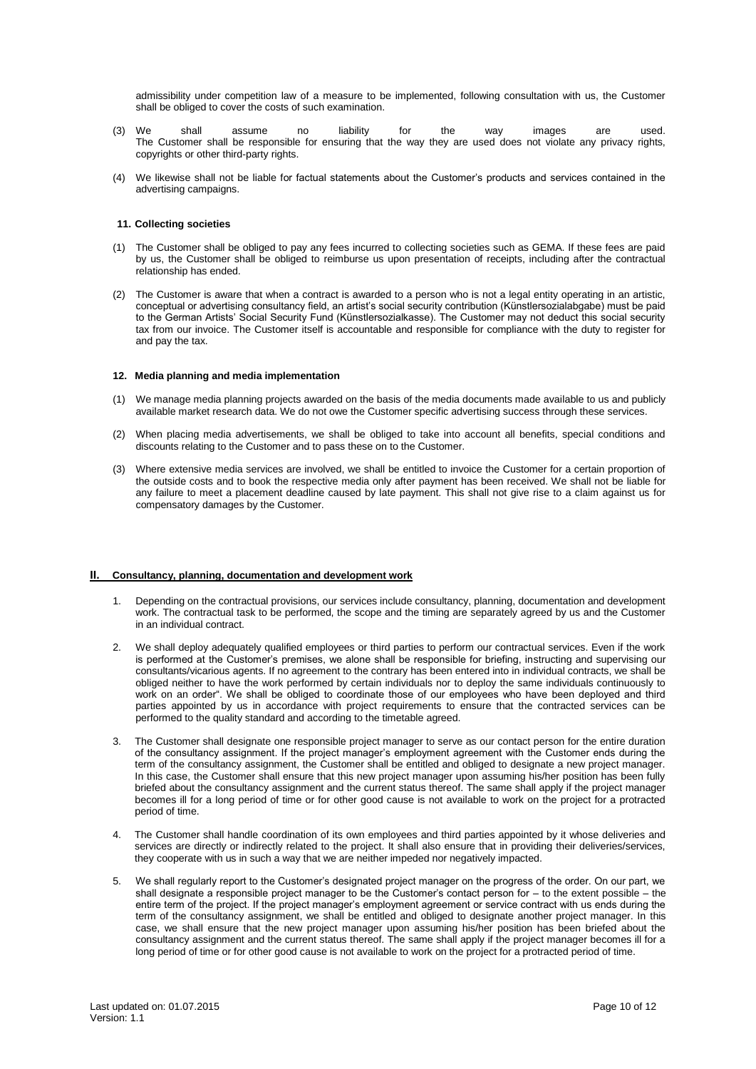admissibility under competition law of a measure to be implemented, following consultation with us, the Customer shall be obliged to cover the costs of such examination.

(3) We shall assume no liability for the way images are used. The Customer shall be responsible for ensuring that the way they are used does not violate any privacy rights, copyrights or other third-party rights.

(4) We likewise shall not be liable for factual statements about the Customer's products and services contained in the advertising campaigns.

#### 11. Collecting societies

(1) The Customer shall be obliged to pay any fees incurred to collecting societies such as GEMA. If these fees are paid by us, the Customer shall be obliged to reimburse us upon presentation of receipts, including after the contractual relationship has ended.

(2) The Customer is aware that when a contract is awarded to a person who is not a legal entity operating in an artistic, conceptual or advertising consultancy field, an artist's social security contribution (Künstlersozialabgabe) must be paid to the German Artists' Social Security Fund (Künstlersozialkasse). The Customer may not deduct this social security tax from our invoice. The Customer itself is accountable and responsible for compliance with the duty to register for and pay the tax.

#### 12. Media planning and media implementation

(1) We manage media planning projects awarded on the basis of the media documents made available to us and publicly available market research data. We do not owe the Customer specific advertising success through these services.

(2) When placing media advertisements, we shall be obliged to take into account all benefits, special conditions and discounts relating to the Customer and to pass these on to the Customer.

(3) Where extensive media services are involved, we shall be entitled to invoice the Customer for a certain proportion of the outside costs and to book the respective media only after payment has been received. We shall not be liable for any failure to meet a placement deadline caused by late payment. This shall not give rise to a claim against us for compensatory damages by the Customer.

## II. Consultancy, planning, documentation and development work

1. Depending on the contractual provisions, our services include consultancy, planning, documentation and development work. The contractual task to be performed, the scope and the timing are separately agreed by us and the Customer in an individual contract.

2. We shall deploy adequately qualified employees or third parties to perform our contractual services. Even if the work is performed at the Customer's premises, we alone shall be responsible for briefing, instructing and supervising our consultants/vicarious agents. If no agreement to the contrary has been entered into in individual contracts, we shall be obliged neither to have the work performed by certain individuals nor to deploy the same individuals continuously to work on an order". We shall be obliged to coordinate those of our employees who have been deployed and third parties appointed by us in accordance with project requirements to ensure that the contracted services can be performed to the quality standard and according to the timetable agreed.

3. The Customer shall designate one responsible project manager to serve as our contact person for the entire duration of the consultancy assignment. If the project manager's employment agreement with the Customer ends during the term of the consultancy assignment, the Customer shall be entitled and obliged to designate a new project manager. In this case, the Customer shall ensure that this new project manager upon assuming his/her position has been fully briefed about the consultancy assignment and the current status thereof. The same shall apply if the project manager becomes ill for a long period of time or for other good cause is not available to work on the project for a protracted period of time.

4. The Customer shall handle coordination of its own employees and third parties appointed by it whose deliveries and services are directly or indirectly related to the project. It shall also ensure that in providing their deliveries/services, they cooperate with us in such a way that we are neither impeded nor negatively impacted.

5. We shall regularly report to the Customer's designated project manager on the progress of the order. On our part, we shall designate a responsible project manager to be the Customer's contact person for – to the extent possible – the entire term of the project. If the project manager's employment agreement or service contract with us ends during the term of the consultancy assignment, we shall be entitled and obliged to designate another project manager. In this case, we shall ensure that the new project manager upon assuming his/her position has been briefed about the consultancy assignment and the current status thereof. The same shall apply if the project manager becomes ill for a long period of time or for other good cause is not available to work on the project for a protracted period of time.

Last updated on: 01.07.2015
Version: 1.1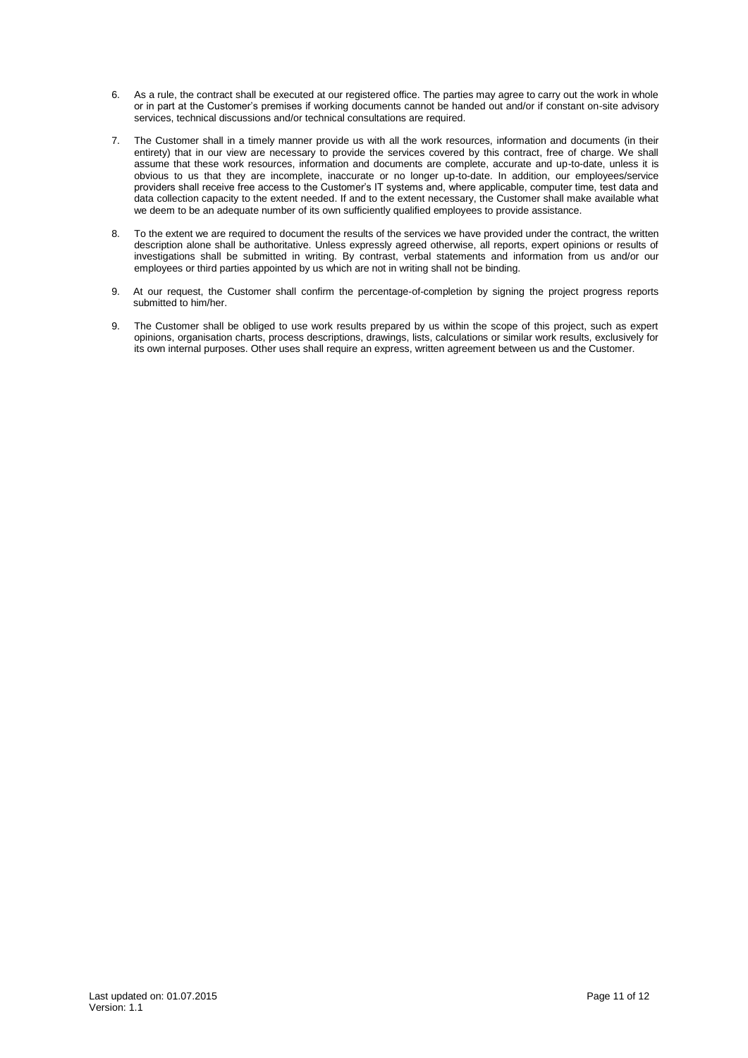6. As a rule, the contract shall be executed at our registered office. The parties may agree to carry out the work in whole or in part at the Customer's premises if working documents cannot be handed out and/or if constant on-site advisory services, technical discussions and/or technical consultations are required.

7. The Customer shall in a timely manner provide us with all the work resources, information and documents (in their entirety) that in our view are necessary to provide the services covered by this contract, free of charge. We shall assume that these work resources, information and documents are complete, accurate and up-to-date, unless it is obvious to us that they are incomplete, inaccurate or no longer up-to-date. In addition, our employees/service providers shall receive free access to the Customer's IT systems and, where applicable, computer time, test data and data collection capacity to the extent needed. If and to the extent necessary, the Customer shall make available what we deem to be an adequate number of its own sufficiently qualified employees to provide assistance.

8. To the extent we are required to document the results of the services we have provided under the contract, the written description alone shall be authoritative. Unless expressly agreed otherwise, all reports, expert opinions or results of investigations shall be submitted in writing. By contrast, verbal statements and information from us and/or our employees or third parties appointed by us which are not in writing shall not be binding.

9. At our request, the Customer shall confirm the percentage-of-completion by signing the project progress reports submitted to him/her.

9. The Customer shall be obliged to use work results prepared by us within the scope of this project, such as expert opinions, organisation charts, process descriptions, drawings, lists, calculations or similar work results, exclusively for its own internal purposes. Other uses shall require an express, written agreement between us and the Customer.

Last updated on: 01.07.2015
Version: 1.1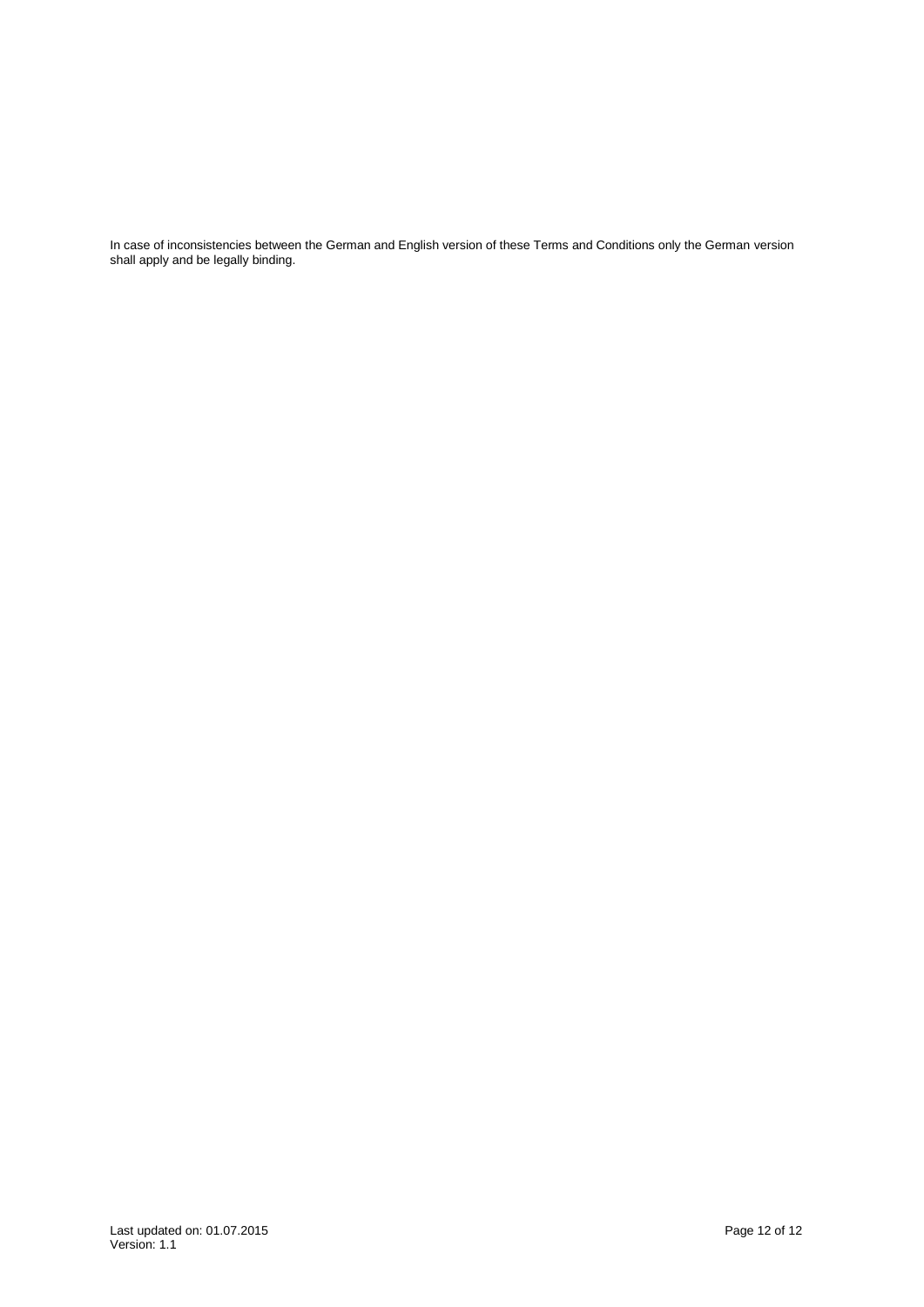In case of inconsistencies between the German and English version of these Terms and Conditions only the German version shall apply and be legally binding.